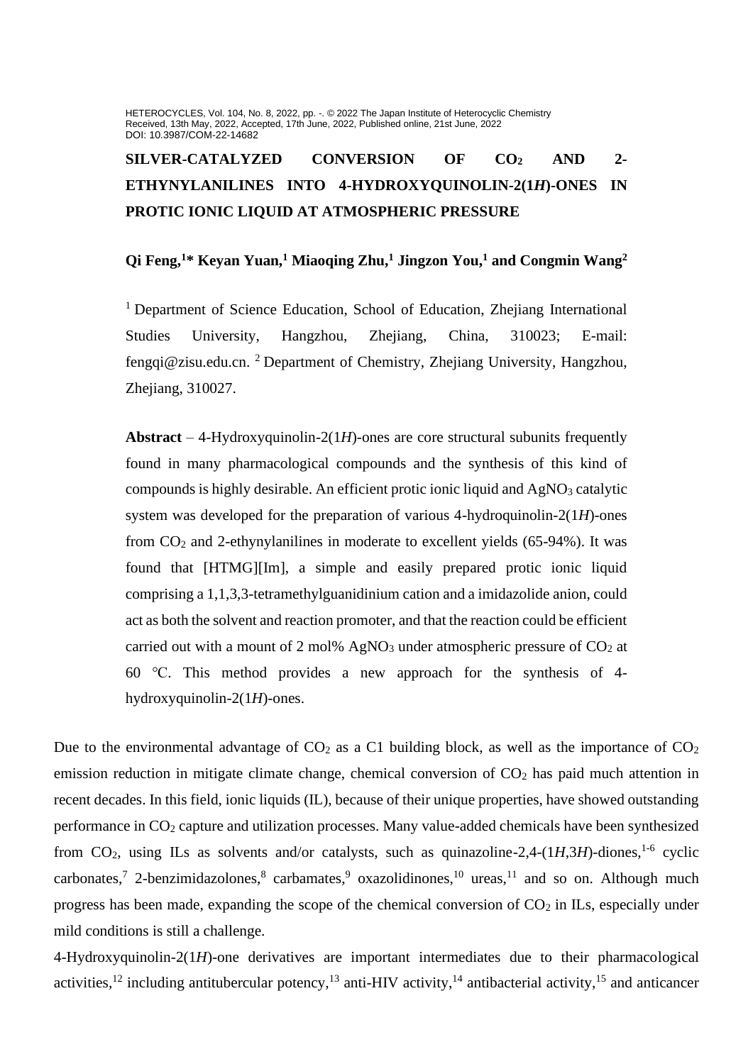HETEROCYCLES, Vol. 104, No. 8, 2022, pp. -. © 2022 The Japan Institute of Heterocyclic Chemistry
Received, 13th May, 2022, Accepted, 17th June, 2022, Published online, 21st June, 2022
DOI: 10.3987/COM-22-14682

# SILVER-CATALYZED CONVERSION OF $CO_2$ AND 2-ETHYNYLANILINES INTO 4-HYDROXYQUINOLIN-2(1*H*)-ONES IN PROTIC IONIC LIQUID AT ATMOSPHERIC PRESSURE

**Qi Feng,[1]* Keyan Yuan,[1] Miaoqing Zhu,[1] Jingzon You,[1] and Congmin Wang[2]**

[1] Department of Science Education, School of Education, Zhejiang International Studies University, Hangzhou, Zhejiang, China, 310023; E-mail: fengqi@zisu.edu.cn. [2] Department of Chemistry, Zhejiang University, Hangzhou, Zhejiang, 310027.

**Abstract** – 4-Hydroxyquinolin-2(1*H*)-ones are core structural subunits frequently found in many pharmacological compounds and the synthesis of this kind of compounds is highly desirable. An efficient protic ionic liquid and $AgNO_3$ catalytic system was developed for the preparation of various 4-hydroquinolin-2(1*H*)-ones from $CO_2$ and 2-ethynylanilines in moderate to excellent yields (65-94%). It was found that [HTMG][Im], a simple and easily prepared protic ionic liquid comprising a 1,1,3,3-tetramethylguanidinium cation and a imidazolide anion, could act as both the solvent and reaction promoter, and that the reaction could be efficient carried out with a mount of 2 mol% $AgNO_3$ under atmospheric pressure of $CO_2$ at 60 °C. This method provides a new approach for the synthesis of 4-hydroxyquinolin-2(1*H*)-ones.

Due to the environmental advantage of $CO_2$ as a C1 building block, as well as the importance of $CO_2$ emission reduction in mitigate climate change, chemical conversion of $CO_2$ has paid much attention in recent decades. In this field, ionic liquids (IL), because of their unique properties, have showed outstanding performance in $CO_2$ capture and utilization processes. Many value-added chemicals have been synthesized from $CO_2$, using ILs as solvents and/or catalysts, such as quinazoline-2,4-(1*H*,3*H*)-diones,[1-6] cyclic carbonates,[7] 2-benzimidazolones,[8] carbamates,[9] oxazolidinones,[10] ureas,[11] and so on. Although much progress has been made, expanding the scope of the chemical conversion of $CO_2$ in ILs, especially under mild conditions is still a challenge.

4-Hydroxyquinolin-2(1*H*)-one derivatives are important intermediates due to their pharmacological activities,[12] including antitubercular potency,[13] anti-HIV activity,[14] antibacterial activity,[15] and anticancer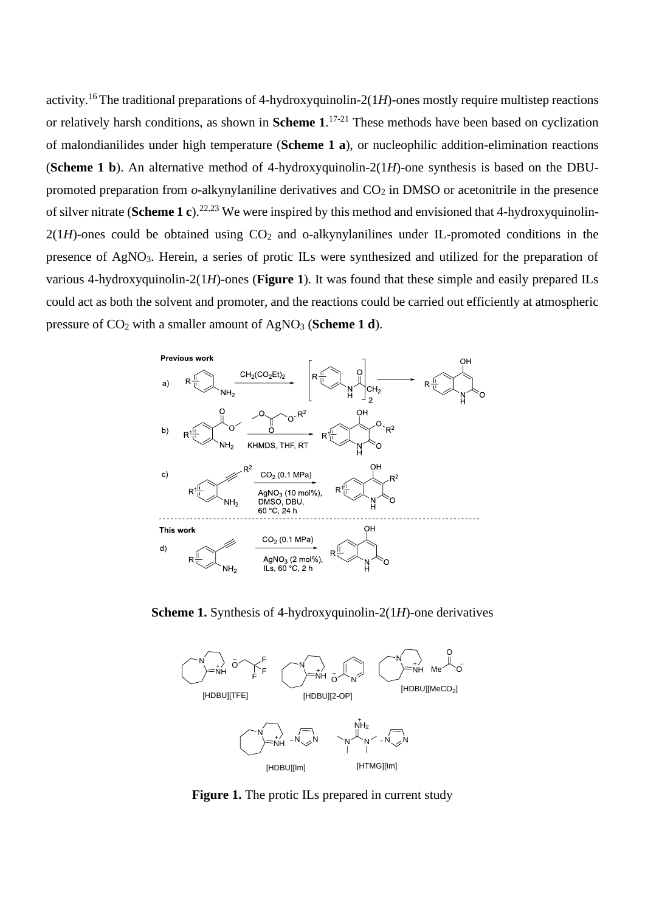activity.[16] The traditional preparations of 4-hydroxyquinolin-2(1*H*)-ones mostly require multistep reactions or relatively harsh conditions, as shown in **Scheme 1**.[17-21] These methods have been based on cyclization of malondianilides under high temperature (**Scheme 1 a**), or nucleophilic addition-elimination reactions (**Scheme 1 b**). An alternative method of 4-hydroxyquinolin-2(1*H*)-one synthesis is based on the DBU-promoted preparation from *o*-alkynylaniline derivatives and $CO_2$ in DMSO or acetonitrile in the presence of silver nitrate (**Scheme 1 c**).[22,23] We were inspired by this method and envisioned that 4-hydroxyquinolin-2(1*H*)-ones could be obtained using $CO_2$ and o-alkynylanilines under IL-promoted conditions in the presence of $AgNO_3$. Herein, a series of protic ILs were synthesized and utilized for the preparation of various 4-hydroxyquinolin-2(1*H*)-ones (**Figure 1**). It was found that these simple and easily prepared ILs could act as both the solvent and promoter, and the reactions could be carried out efficiently at atmospheric pressure of $CO_2$ with a smaller amount of $AgNO_3$ (**Scheme 1 d**).

**Scheme 1.** Synthesis of 4-hydroxyquinolin-2(1*H*)-one derivatives

**Figure 1.** The protic ILs prepared in current study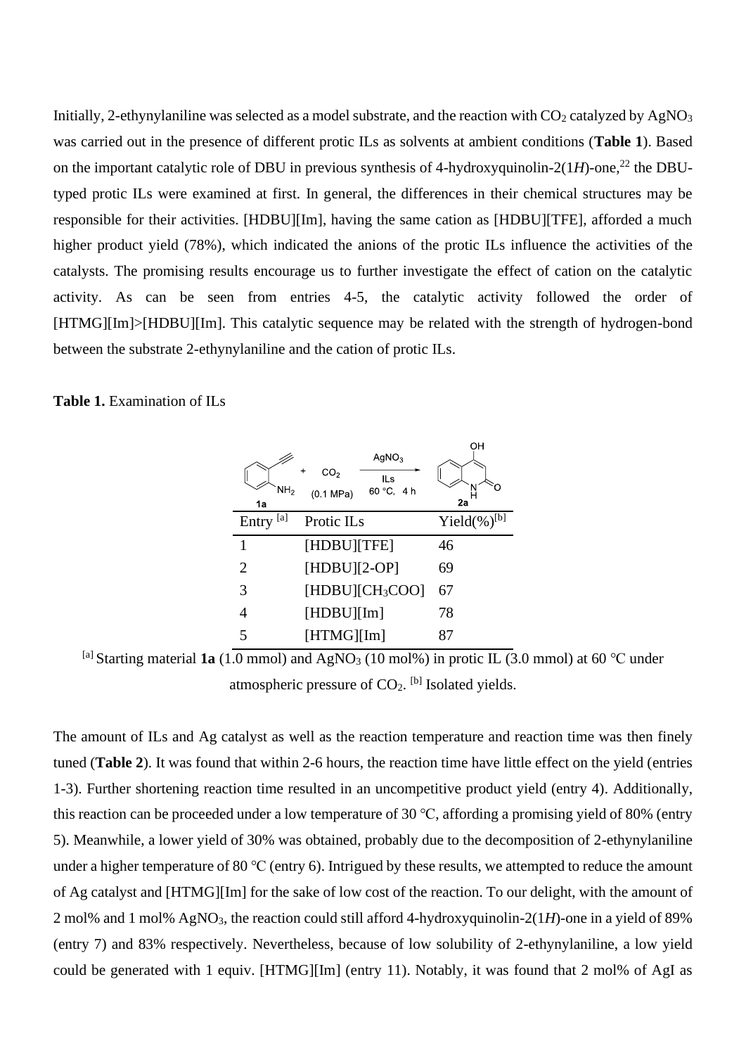Initially, 2-ethynylaniline was selected as a model substrate, and the reaction with $CO_2$ catalyzed by $AgNO_3$ was carried out in the presence of different protic ILs as solvents at ambient conditions (**Table 1**). Based on the important catalytic role of DBU in previous synthesis of 4-hydroxyquinolin-2(1*H*)-one,[22] the DBU-typed protic ILs were examined at first. In general, the differences in their chemical structures may be responsible for their activities. [HDBU][Im], having the same cation as [HDBU][TFE], afforded a much higher product yield (78%), which indicated the anions of the protic ILs influence the activities of the catalysts. The promising results encourage us to further investigate the effect of cation on the catalytic activity. As can be seen from entries 4-5, the catalytic activity followed the order of [HTMG][Im]>[HDBU][Im]. This catalytic sequence may be related with the strength of hydrogen-bond between the substrate 2-ethynylaniline and the cation of protic ILs.

**Table 1.** Examination of ILs

1a + $CO_2$ (0.1 MPa) → ($AgNO_3$, ILs, 60 °C, 4 h) → 2a

| Entry [a] | Protic ILs | Yield(%)[b] |
|---|---|---|
| 1 | [HDBU][TFE] | 46 |
| 2 | [HDBU][2-OP] | 69 |
| 3 | [HDBU][$CH_3COO$] | 67 |
| 4 | [HDBU][Im] | 78 |
| 5 | [HTMG][Im] | 87 |

[a] Starting material **1a** (1.0 mmol) and $AgNO_3$ (10 mol%) in protic IL (3.0 mmol) at 60 °C under atmospheric pressure of $CO_2$. [b] Isolated yields.

The amount of ILs and Ag catalyst as well as the reaction temperature and reaction time was then finely tuned (**Table 2**). It was found that within 2-6 hours, the reaction time have little effect on the yield (entries 1-3). Further shortening reaction time resulted in an uncompetitive product yield (entry 4). Additionally, this reaction can be proceeded under a low temperature of 30 °C, affording a promising yield of 80% (entry 5). Meanwhile, a lower yield of 30% was obtained, probably due to the decomposition of 2-ethynylaniline under a higher temperature of 80 °C (entry 6). Intrigued by these results, we attempted to reduce the amount of Ag catalyst and [HTMG][Im] for the sake of low cost of the reaction. To our delight, with the amount of 2 mol% and 1 mol% $AgNO_3$, the reaction could still afford 4-hydroxyquinolin-2(1*H*)-one in a yield of 89% (entry 7) and 83% respectively. Nevertheless, because of low solubility of 2-ethynylaniline, a low yield could be generated with 1 equiv. [HTMG][Im] (entry 11). Notably, it was found that 2 mol% of AgI as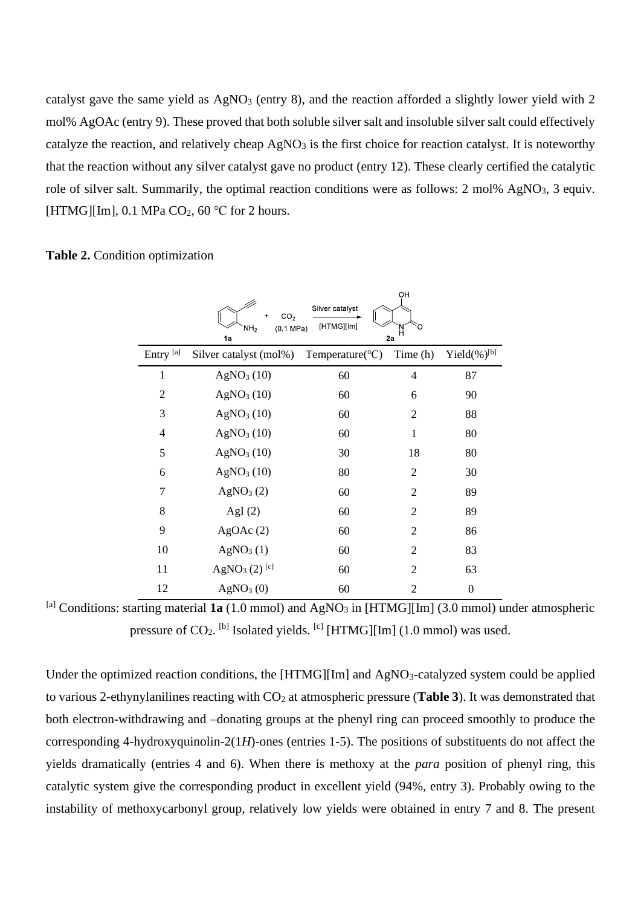catalyst gave the same yield as $AgNO_3$ (entry 8), and the reaction afforded a slightly lower yield with 2 mol% AgOAc (entry 9). These proved that both soluble silver salt and insoluble silver salt could effectively catalyze the reaction, and relatively cheap $AgNO_3$ is the first choice for reaction catalyst. It is noteworthy that the reaction without any silver catalyst gave no product (entry 12). These clearly certified the catalytic role of silver salt. Summarily, the optimal reaction conditions were as follows: 2 mol% $AgNO_3$, 3 equiv. [HTMG][Im], 0.1 MPa $CO_2$, 60 °C for 2 hours.

**Table 2.** Condition optimization

| Entry [a] | Silver catalyst (mol%) | Temperature(°C) | Time (h) | Yield(%)[b] |
|---|---|---|---|---|
| 1 | $AgNO_3$ (10) | 60 | 4 | 87 |
| 2 | $AgNO_3$ (10) | 60 | 6 | 90 |
| 3 | $AgNO_3$ (10) | 60 | 2 | 88 |
| 4 | $AgNO_3$ (10) | 60 | 1 | 80 |
| 5 | $AgNO_3$ (10) | 30 | 18 | 80 |
| 6 | $AgNO_3$ (10) | 80 | 2 | 30 |
| 7 | $AgNO_3$ (2) | 60 | 2 | 89 |
| 8 | AgI (2) | 60 | 2 | 89 |
| 9 | AgOAc (2) | 60 | 2 | 86 |
| 10 | $AgNO_3$ (1) | 60 | 2 | 83 |
| 11 | $AgNO_3$ (2) [c] | 60 | 2 | 63 |
| 12 | $AgNO_3$ (0) | 60 | 2 | 0 |

[a] Conditions: starting material **1a** (1.0 mmol) and $AgNO_3$ in [HTMG][Im] (3.0 mmol) under atmospheric pressure of $CO_2$. [b] Isolated yields. [c] [HTMG][Im] (1.0 mmol) was used.

Under the optimized reaction conditions, the [HTMG][Im] and $AgNO_3$-catalyzed system could be applied to various 2-ethynylanilines reacting with $CO_2$ at atmospheric pressure (**Table 3**). It was demonstrated that both electron-withdrawing and –donating groups at the phenyl ring can proceed smoothly to produce the corresponding 4-hydroxyquinolin-2(1*H*)-ones (entries 1-5). The positions of substituents do not affect the yields dramatically (entries 4 and 6). When there is methoxy at the *para* position of phenyl ring, this catalytic system give the corresponding product in excellent yield (94%, entry 3). Probably owing to the instability of methoxycarbonyl group, relatively low yields were obtained in entry 7 and 8. The present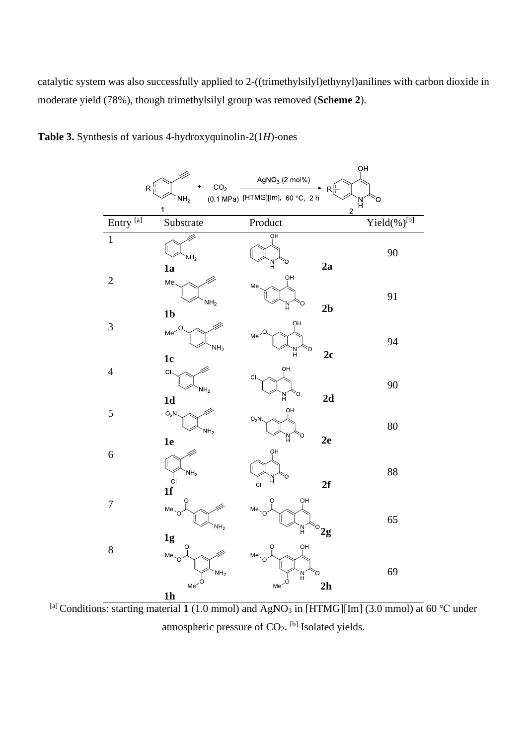catalytic system was also successfully applied to 2-((trimethylsilyl)ethynyl)anilines with carbon dioxide in moderate yield (78%), though trimethylsilyl group was removed (**Scheme 2**).

**Table 3.** Synthesis of various 4-hydroxyquinolin-2(1*H*)-ones

| Entry [a] | Substrate | Product | Yield(%)[b] |
|---|---|---|---|
| 1 | **1a** | **2a** | 90 |
| 2 | **1b** | **2b** | 91 |
| 3 | **1c** | **2c** | 94 |
| 4 | **1d** | **2d** | 90 |
| 5 | **1e** | **2e** | 80 |
| 6 | **1f** | **2f** | 88 |
| 7 | **1g** | **2g** | 65 |
| 8 | **1h** | **2h** | 69 |

[a] Conditions: starting material **1** (1.0 mmol) and $AgNO_3$ in [HTMG][Im] (3.0 mmol) at 60 °C under atmospheric pressure of $CO_2$. [b] Isolated yields.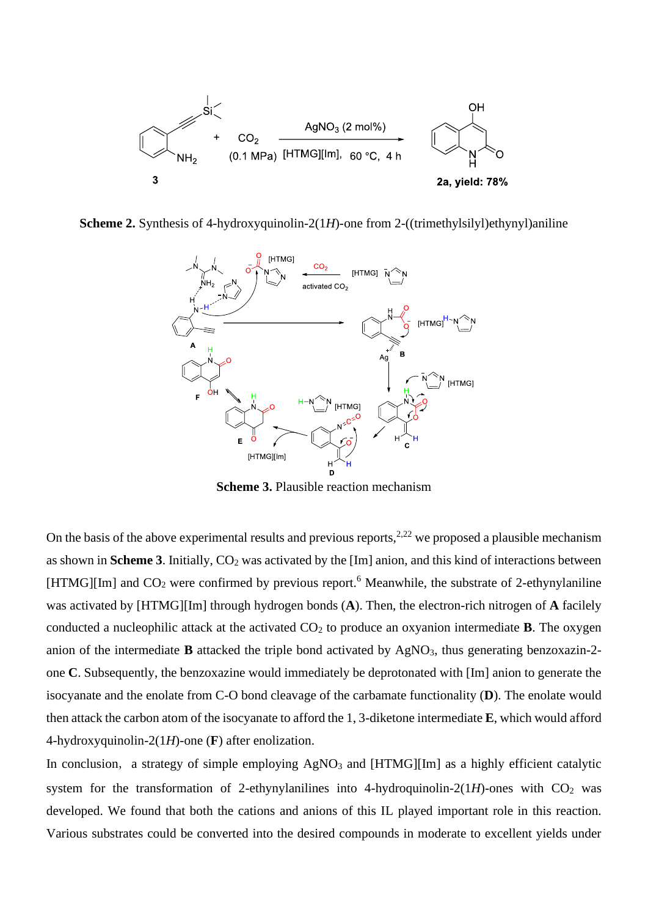**Scheme 2.** Synthesis of 4-hydroxyquinolin-2(1*H*)-one from 2-((trimethylsilyl)ethynyl)aniline

**Scheme 3.** Plausible reaction mechanism

On the basis of the above experimental results and previous reports,[2,22] we proposed a plausible mechanism as shown in **Scheme 3**. Initially, $CO_2$ was activated by the [Im] anion, and this kind of interactions between [HTMG][Im] and $CO_2$ were confirmed by previous report.[6] Meanwhile, the substrate of 2-ethynylaniline was activated by [HTMG][Im] through hydrogen bonds (**A**). Then, the electron-rich nitrogen of **A** facilely conducted a nucleophilic attack at the activated $CO_2$ to produce an oxyanion intermediate **B**. The oxygen anion of the intermediate **B** attacked the triple bond activated by $AgNO_3$, thus generating benzoxazin-2-one **C**. Subsequently, the benzoxazine would immediately be deprotonated with [Im] anion to generate the isocyanate and the enolate from C-O bond cleavage of the carbamate functionality (**D**). The enolate would then attack the carbon atom of the isocyanate to afford the 1, 3-diketone intermediate **E**, which would afford 4-hydroxyquinolin-2(1*H*)-one (**F**) after enolization.

In conclusion, a strategy of simple employing $AgNO_3$ and [HTMG][Im] as a highly efficient catalytic system for the transformation of 2-ethynylanilines into 4-hydroquinolin-2(1*H*)-ones with $CO_2$ was developed. We found that both the cations and anions of this IL played important role in this reaction. Various substrates could be converted into the desired compounds in moderate to excellent yields under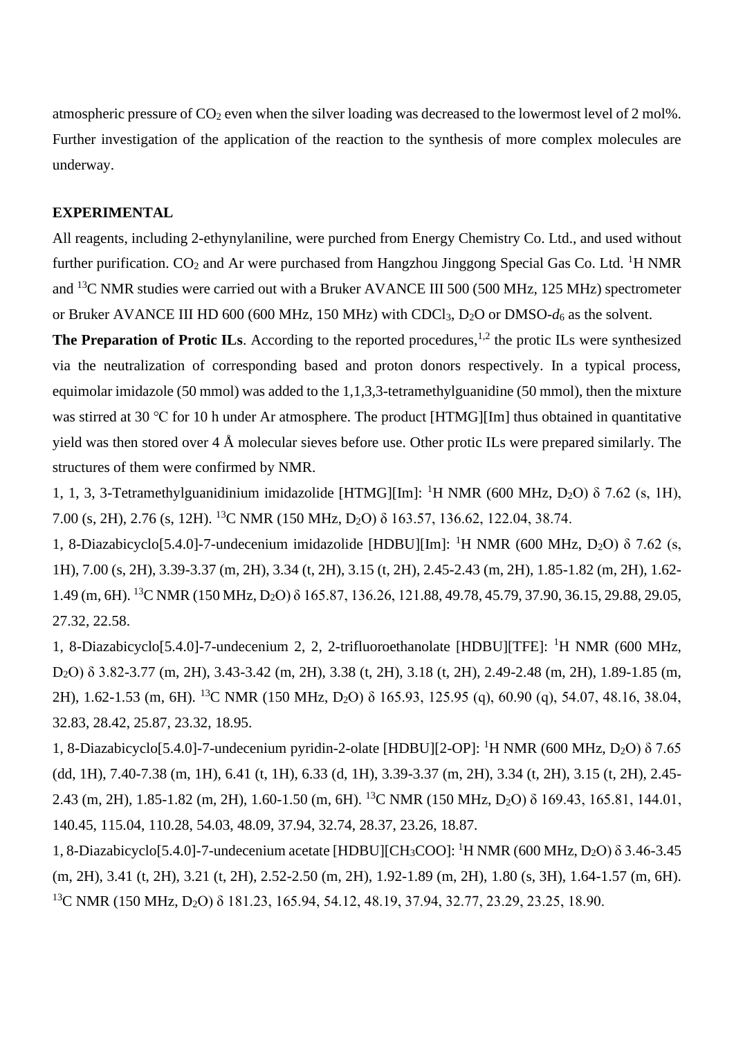atmospheric pressure of $CO_2$ even when the silver loading was decreased to the lowermost level of 2 mol%. Further investigation of the application of the reaction to the synthesis of more complex molecules are underway.

## EXPERIMENTAL

All reagents, including 2-ethynylaniline, were purched from Energy Chemistry Co. Ltd., and used without further purification. $CO_2$ and Ar were purchased from Hangzhou Jinggong Special Gas Co. Ltd. $^1H$ NMR and $^{13}C$ NMR studies were carried out with a Bruker AVANCE III 500 (500 MHz, 125 MHz) spectrometer or Bruker AVANCE III HD 600 (600 MHz, 150 MHz) with $CDCl_3$, $D_2O$ or DMSO-$d_6$ as the solvent.

**The Preparation of Protic ILs**. According to the reported procedures,[1,2] the protic ILs were synthesized via the neutralization of corresponding based and proton donors respectively. In a typical process, equimolar imidazole (50 mmol) was added to the 1,1,3,3-tetramethylguanidine (50 mmol), then the mixture was stirred at 30 °C for 10 h under Ar atmosphere. The product [HTMG][Im] thus obtained in quantitative yield was then stored over 4 Å molecular sieves before use. Other protic ILs were prepared similarly. The structures of them were confirmed by NMR.

1, 1, 3, 3-Tetramethylguanidinium imidazolide [HTMG][Im]: $^1H$ NMR (600 MHz, $D_2O$) δ 7.62 (s, 1H), 7.00 (s, 2H), 2.76 (s, 12H). $^{13}C$ NMR (150 MHz, $D_2O$) δ 163.57, 136.62, 122.04, 38.74.

1, 8-Diazabicyclo[5.4.0]-7-undecenium imidazolide [HDBU][Im]: $^1H$ NMR (600 MHz, $D_2O$) δ 7.62 (s, 1H), 7.00 (s, 2H), 3.39-3.37 (m, 2H), 3.34 (t, 2H), 3.15 (t, 2H), 2.45-2.43 (m, 2H), 1.85-1.82 (m, 2H), 1.62-1.49 (m, 6H). $^{13}C$ NMR (150 MHz, $D_2O$) δ 165.87, 136.26, 121.88, 49.78, 45.79, 37.90, 36.15, 29.88, 29.05, 27.32, 22.58.

1, 8-Diazabicyclo[5.4.0]-7-undecenium 2, 2, 2-trifluoroethanolate [HDBU][TFE]: $^1H$ NMR (600 MHz, $D_2O$) δ 3.82-3.77 (m, 2H), 3.43-3.42 (m, 2H), 3.38 (t, 2H), 3.18 (t, 2H), 2.49-2.48 (m, 2H), 1.89-1.85 (m, 2H), 1.62-1.53 (m, 6H). $^{13}C$ NMR (150 MHz, $D_2O$) δ 165.93, 125.95 (q), 60.90 (q), 54.07, 48.16, 38.04, 32.83, 28.42, 25.87, 23.32, 18.95.

1, 8-Diazabicyclo[5.4.0]-7-undecenium pyridin-2-olate [HDBU][2-OP]: $^1H$ NMR (600 MHz, $D_2O$) δ 7.65 (dd, 1H), 7.40-7.38 (m, 1H), 6.41 (t, 1H), 6.33 (d, 1H), 3.39-3.37 (m, 2H), 3.34 (t, 2H), 3.15 (t, 2H), 2.45-2.43 (m, 2H), 1.85-1.82 (m, 2H), 1.60-1.50 (m, 6H). $^{13}C$ NMR (150 MHz, $D_2O$) δ 169.43, 165.81, 144.01, 140.45, 115.04, 110.28, 54.03, 48.09, 37.94, 32.74, 28.37, 23.26, 18.87.

1, 8-Diazabicyclo[5.4.0]-7-undecenium acetate [HDBU][$CH_3COO$]: $^1H$ NMR (600 MHz, $D_2O$) δ 3.46-3.45 (m, 2H), 3.41 (t, 2H), 3.21 (t, 2H), 2.52-2.50 (m, 2H), 1.92-1.89 (m, 2H), 1.80 (s, 3H), 1.64-1.57 (m, 6H). $^{13}C$ NMR (150 MHz, $D_2O$) δ 181.23, 165.94, 54.12, 48.19, 37.94, 32.77, 23.29, 23.25, 18.90.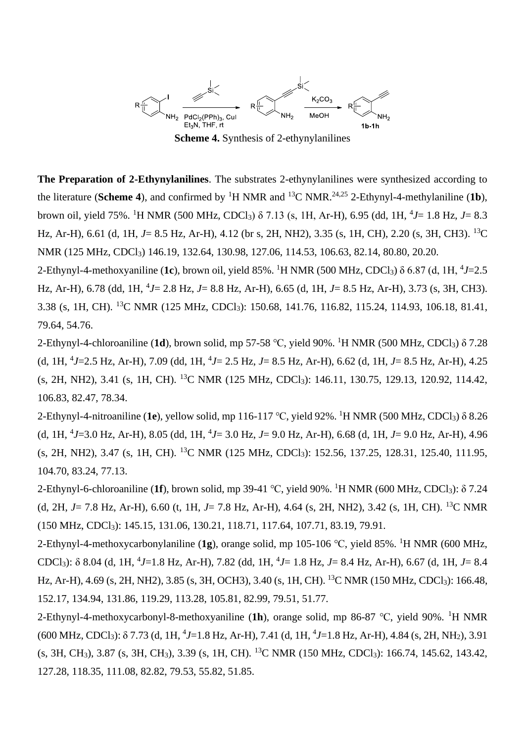**Scheme 4.** Synthesis of 2-ethynylanilines

**The Preparation of 2-Ethynylanilines**. The substrates 2-ethynylanilines were synthesized according to the literature (**Scheme 4**), and confirmed by $^1$H NMR and $^{13}$C NMR.[24,25] 2-Ethynyl-4-methylaniline (**1b**), brown oil, yield 75%. $^1$H NMR (500 MHz, $CDCl_3$) δ 7.13 (s, 1H, Ar-H), 6.95 (dd, 1H, $^4J$= 1.8 Hz, $J$= 8.3 Hz, Ar-H), 6.61 (d, 1H, $J$= 8.5 Hz, Ar-H), 4.12 (br s, 2H, NH2), 3.35 (s, 1H, CH), 2.20 (s, 3H, CH3). $^{13}$C NMR (125 MHz, $CDCl_3$) 146.19, 132.64, 130.98, 127.06, 114.53, 106.63, 82.14, 80.80, 20.20.

2-Ethynyl-4-methoxyaniline (**1c**), brown oil, yield 85%. $^1$H NMR (500 MHz, $CDCl_3$) δ 6.87 (d, 1H, $^4J$=2.5 Hz, Ar-H), 6.78 (dd, 1H, $^4J$= 2.8 Hz, $J$= 8.8 Hz, Ar-H), 6.65 (d, 1H, $J$= 8.5 Hz, Ar-H), 3.73 (s, 3H, CH3). 3.38 (s, 1H, CH). $^{13}$C NMR (125 MHz, $CDCl_3$): 150.68, 141.76, 116.82, 115.24, 114.93, 106.18, 81.41, 79.64, 54.76.

2-Ethynyl-4-chloroaniline (**1d**), brown solid, mp 57-58 °C, yield 90%. $^1$H NMR (500 MHz, $CDCl_3$) δ 7.28 (d, 1H, $^4J$=2.5 Hz, Ar-H), 7.09 (dd, 1H, $^4J$= 2.5 Hz, $J$= 8.5 Hz, Ar-H), 6.62 (d, 1H, $J$= 8.5 Hz, Ar-H), 4.25 (s, 2H, NH2), 3.41 (s, 1H, CH). $^{13}$C NMR (125 MHz, $CDCl_3$): 146.11, 130.75, 129.13, 120.92, 114.42, 106.83, 82.47, 78.34.

2-Ethynyl-4-nitroaniline (**1e**), yellow solid, mp 116-117 °C, yield 92%. $^1$H NMR (500 MHz, $CDCl_3$) δ 8.26 (d, 1H, $^4J$=3.0 Hz, Ar-H), 8.05 (dd, 1H, $^4J$= 3.0 Hz, $J$= 9.0 Hz, Ar-H), 6.68 (d, 1H, $J$= 9.0 Hz, Ar-H), 4.96 (s, 2H, NH2), 3.47 (s, 1H, CH). $^{13}$C NMR (125 MHz, $CDCl_3$): 152.56, 137.25, 128.31, 125.40, 111.95, 104.70, 83.24, 77.13.

2-Ethynyl-6-chloroaniline (**1f**), brown solid, mp 39-41 °C, yield 90%. $^1$H NMR (600 MHz, $CDCl_3$): δ 7.24 (d, 2H, $J$= 7.8 Hz, Ar-H), 6.60 (t, 1H, $J$= 7.8 Hz, Ar-H), 4.64 (s, 2H, NH2), 3.42 (s, 1H, CH). $^{13}$C NMR (150 MHz, $CDCl_3$): 145.15, 131.06, 130.21, 118.71, 117.64, 107.71, 83.19, 79.91.

2-Ethynyl-4-methoxycarbonylaniline (**1g**), orange solid, mp 105-106 °C, yield 85%. $^1$H NMR (600 MHz, $CDCl_3$): δ 8.04 (d, 1H, $^4J$=1.8 Hz, Ar-H), 7.82 (dd, 1H, $^4J$= 1.8 Hz, $J$= 8.4 Hz, Ar-H), 6.67 (d, 1H, $J$= 8.4 Hz, Ar-H), 4.69 (s, 2H, NH2), 3.85 (s, 3H, OCH3), 3.40 (s, 1H, CH). $^{13}$C NMR (150 MHz, $CDCl_3$): 166.48, 152.17, 134.94, 131.86, 119.29, 113.28, 105.81, 82.99, 79.51, 51.77.

2-Ethynyl-4-methoxycarbonyl-8-methoxyaniline (**1h**), orange solid, mp 86-87 °C, yield 90%. $^1$H NMR (600 MHz, $CDCl_3$): δ 7.73 (d, 1H, $^4J$=1.8 Hz, Ar-H), 7.41 (d, 1H, $^4J$=1.8 Hz, Ar-H), 4.84 (s, 2H, $NH_2$), 3.91 (s, 3H, $CH_3$), 3.87 (s, 3H, $CH_3$), 3.39 (s, 1H, CH). $^{13}$C NMR (150 MHz, $CDCl_3$): 166.74, 145.62, 143.42, 127.28, 118.35, 111.08, 82.82, 79.53, 55.82, 51.85.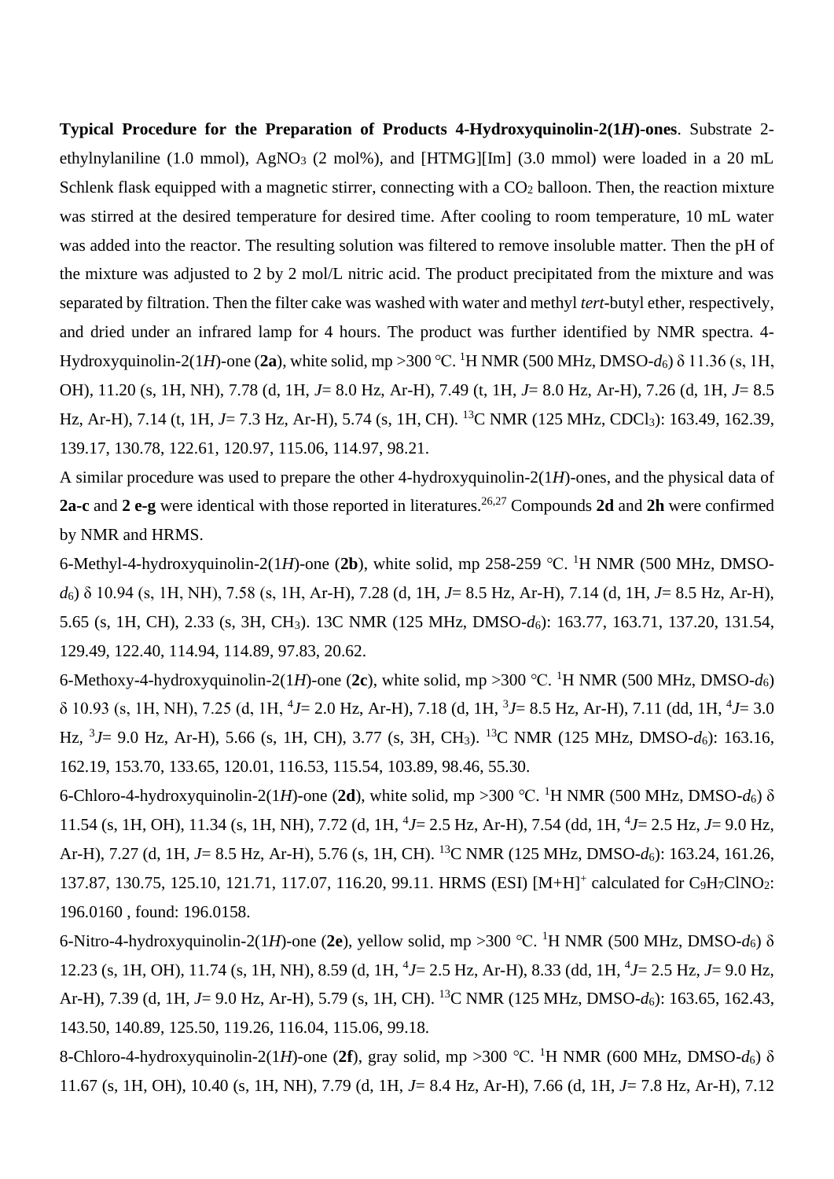**Typical Procedure for the Preparation of Products 4-Hydroxyquinolin-2(1*H*)-ones**. Substrate 2-ethylnylaniline (1.0 mmol), $AgNO_3$ (2 mol%), and [HTMG][Im] (3.0 mmol) were loaded in a 20 mL Schlenk flask equipped with a magnetic stirrer, connecting with a $CO_2$ balloon. Then, the reaction mixture was stirred at the desired temperature for desired time. After cooling to room temperature, 10 mL water was added into the reactor. The resulting solution was filtered to remove insoluble matter. Then the pH of the mixture was adjusted to 2 by 2 mol/L nitric acid. The product precipitated from the mixture and was separated by filtration. Then the filter cake was washed with water and methyl *tert*-butyl ether, respectively, and dried under an infrared lamp for 4 hours. The product was further identified by NMR spectra. 4-Hydroxyquinolin-2(1*H*)-one (**2a**), white solid, mp >300 °C. $^1$H NMR (500 MHz, DMSO-$d_6$) δ 11.36 (s, 1H, OH), 11.20 (s, 1H, NH), 7.78 (d, 1H, *J*= 8.0 Hz, Ar-H), 7.49 (t, 1H, *J*= 8.0 Hz, Ar-H), 7.26 (d, 1H, *J*= 8.5 Hz, Ar-H), 7.14 (t, 1H, *J*= 7.3 Hz, Ar-H), 5.74 (s, 1H, CH). $^{13}$C NMR (125 MHz, $CDCl_3$): 163.49, 162.39, 139.17, 130.78, 122.61, 120.97, 115.06, 114.97, 98.21.

A similar procedure was used to prepare the other 4-hydroxyquinolin-2(1*H*)-ones, and the physical data of **2a-c** and **2 e-g** were identical with those reported in literatures.[26,27] Compounds **2d** and **2h** were confirmed by NMR and HRMS.

6-Methyl-4-hydroxyquinolin-2(1*H*)-one (**2b**), white solid, mp 258-259 °C. $^1$H NMR (500 MHz, DMSO-$d_6$) δ 10.94 (s, 1H, NH), 7.58 (s, 1H, Ar-H), 7.28 (d, 1H, *J*= 8.5 Hz, Ar-H), 7.14 (d, 1H, *J*= 8.5 Hz, Ar-H), 5.65 (s, 1H, CH), 2.33 (s, 3H, $CH_3$). 13C NMR (125 MHz, DMSO-$d_6$): 163.77, 163.71, 137.20, 131.54, 129.49, 122.40, 114.94, 114.89, 97.83, 20.62.

6-Methoxy-4-hydroxyquinolin-2(1*H*)-one (**2c**), white solid, mp >300 °C. $^1$H NMR (500 MHz, DMSO-$d_6$) δ 10.93 (s, 1H, NH), 7.25 (d, 1H, $^4J$= 2.0 Hz, Ar-H), 7.18 (d, 1H, $^3J$= 8.5 Hz, Ar-H), 7.11 (dd, 1H, $^4J$= 3.0 Hz, $^3J$= 9.0 Hz, Ar-H), 5.66 (s, 1H, CH), 3.77 (s, 3H, $CH_3$). $^{13}$C NMR (125 MHz, DMSO-$d_6$): 163.16, 162.19, 153.70, 133.65, 120.01, 116.53, 115.54, 103.89, 98.46, 55.30.

6-Chloro-4-hydroxyquinolin-2(1*H*)-one (**2d**), white solid, mp >300 °C. $^1$H NMR (500 MHz, DMSO-$d_6$) δ 11.54 (s, 1H, OH), 11.34 (s, 1H, NH), 7.72 (d, 1H, $^4J$= 2.5 Hz, Ar-H), 7.54 (dd, 1H, $^4J$= 2.5 Hz, *J*= 9.0 Hz, Ar-H), 7.27 (d, 1H, *J*= 8.5 Hz, Ar-H), 5.76 (s, 1H, CH). $^{13}$C NMR (125 MHz, DMSO-$d_6$): 163.24, 161.26, 137.87, 130.75, 125.10, 121.71, 117.07, 116.20, 99.11. HRMS (ESI) $[M+H]^+$ calculated for $C_9H_7ClNO_2$: 196.0160 , found: 196.0158.

6-Nitro-4-hydroxyquinolin-2(1*H*)-one (**2e**), yellow solid, mp >300 °C. $^1$H NMR (500 MHz, DMSO-$d_6$) δ 12.23 (s, 1H, OH), 11.74 (s, 1H, NH), 8.59 (d, 1H, $^4J$= 2.5 Hz, Ar-H), 8.33 (dd, 1H, $^4J$= 2.5 Hz, *J*= 9.0 Hz, Ar-H), 7.39 (d, 1H, *J*= 9.0 Hz, Ar-H), 5.79 (s, 1H, CH). $^{13}$C NMR (125 MHz, DMSO-$d_6$): 163.65, 162.43, 143.50, 140.89, 125.50, 119.26, 116.04, 115.06, 99.18.

8-Chloro-4-hydroxyquinolin-2(1*H*)-one (**2f**), gray solid, mp >300 °C. $^1$H NMR (600 MHz, DMSO-$d_6$) δ 11.67 (s, 1H, OH), 10.40 (s, 1H, NH), 7.79 (d, 1H, *J*= 8.4 Hz, Ar-H), 7.66 (d, 1H, *J*= 7.8 Hz, Ar-H), 7.12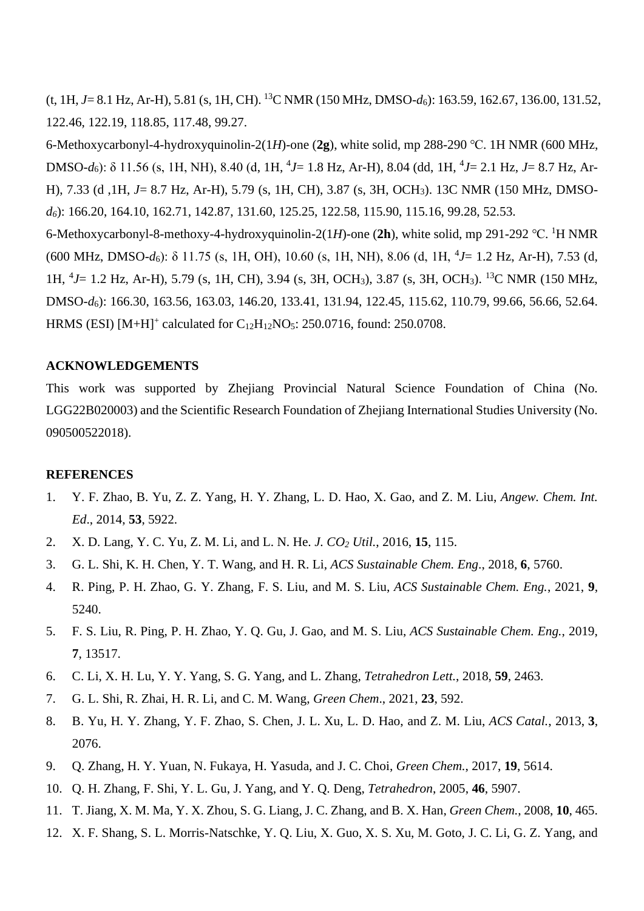(t, 1H, *J*= 8.1 Hz, Ar-H), 5.81 (s, 1H, CH). $^{13}$C NMR (150 MHz, DMSO-*d*$_6$): 163.59, 162.67, 136.00, 131.52, 122.46, 122.19, 118.85, 117.48, 99.27.

6-Methoxycarbonyl-4-hydroxyquinolin-2(1*H*)-one (**2g**), white solid, mp 288-290 °C. 1H NMR (600 MHz, DMSO-*d*$_6$): δ 11.56 (s, 1H, NH), 8.40 (d, 1H, $^4J$= 1.8 Hz, Ar-H), 8.04 (dd, 1H, $^4J$= 2.1 Hz, *J*= 8.7 Hz, Ar-H), 7.33 (d ,1H, *J*= 8.7 Hz, Ar-H), 5.79 (s, 1H, CH), 3.87 (s, 3H, $OCH_3$). 13C NMR (150 MHz, DMSO-*d*$_6$): 166.20, 164.10, 162.71, 142.87, 131.60, 125.25, 122.58, 115.90, 115.16, 99.28, 52.53.

6-Methoxycarbonyl-8-methoxy-4-hydroxyquinolin-2(1*H*)-one (**2h**), white solid, mp 291-292 °C. $^1$H NMR (600 MHz, DMSO-*d*$_6$): δ 11.75 (s, 1H, OH), 10.60 (s, 1H, NH), 8.06 (d, 1H, $^4J$= 1.2 Hz, Ar-H), 7.53 (d, 1H, $^4J$= 1.2 Hz, Ar-H), 5.79 (s, 1H, CH), 3.94 (s, 3H, $OCH_3$), 3.87 (s, 3H, $OCH_3$). $^{13}$C NMR (150 MHz, DMSO-*d*$_6$): 166.30, 163.56, 163.03, 146.20, 133.41, 131.94, 122.45, 115.62, 110.79, 99.66, 56.66, 52.64. HRMS (ESI) $[M+H]^+$ calculated for $C_{12}H_{12}NO_5$: 250.0716, found: 250.0708.

## ACKNOWLEDGEMENTS

This work was supported by Zhejiang Provincial Natural Science Foundation of China (No. LGG22B020003) and the Scientific Research Foundation of Zhejiang International Studies University (No. 090500522018).

## REFERENCES

1. Y. F. Zhao, B. Yu, Z. Z. Yang, H. Y. Zhang, L. D. Hao, X. Gao, and Z. M. Liu, *Angew. Chem. Int. Ed*., 2014, **53**, 5922.
2. X. D. Lang, Y. C. Yu, Z. M. Li, and L. N. He. *J. $CO_2$ Util.*, 2016, **15**, 115.
3. G. L. Shi, K. H. Chen, Y. T. Wang, and H. R. Li, *ACS Sustainable Chem. Eng*., 2018, **6**, 5760.
4. R. Ping, P. H. Zhao, G. Y. Zhang, F. S. Liu, and M. S. Liu, *ACS Sustainable Chem. Eng.*, 2021, **9**, 5240.
5. F. S. Liu, R. Ping, P. H. Zhao, Y. Q. Gu, J. Gao, and M. S. Liu, *ACS Sustainable Chem. Eng.*, 2019, **7**, 13517.
6. C. Li, X. H. Lu, Y. Y. Yang, S. G. Yang, and L. Zhang, *Tetrahedron Lett.*, 2018, **59**, 2463.
7. G. L. Shi, R. Zhai, H. R. Li, and C. M. Wang, *Green Chem*., 2021, **23**, 592.
8. B. Yu, H. Y. Zhang, Y. F. Zhao, S. Chen, J. L. Xu, L. D. Hao, and Z. M. Liu, *ACS Catal.*, 2013, **3**, 2076.
9. Q. Zhang, H. Y. Yuan, N. Fukaya, H. Yasuda, and J. C. Choi, *Green Chem.*, 2017, **19**, 5614.
10. Q. H. Zhang, F. Shi, Y. L. Gu, J. Yang, and Y. Q. Deng, *Tetrahedron*, 2005, **46**, 5907.
11. T. Jiang, X. M. Ma, Y. X. Zhou, S. G. Liang, J. C. Zhang, and B. X. Han, *Green Chem.*, 2008, **10**, 465.
12. X. F. Shang, S. L. Morris-Natschke, Y. Q. Liu, X. Guo, X. S. Xu, M. Goto, J. C. Li, G. Z. Yang, and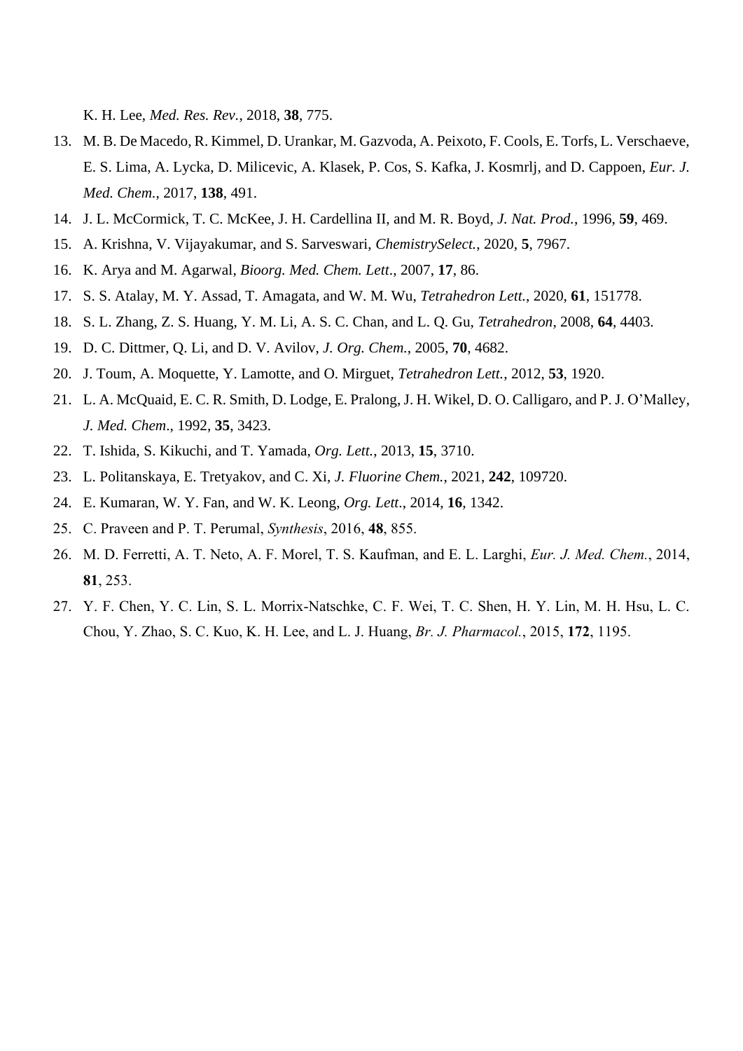K. H. Lee, *Med. Res. Rev.*, 2018, **38**, 775.

13. M. B. De Macedo, R. Kimmel, D. Urankar, M. Gazvoda, A. Peixoto, F. Cools, E. Torfs, L. Verschaeve, E. S. Lima, A. Lycka, D. Milicevic, A. Klasek, P. Cos, S. Kafka, J. Kosmrlj, and D. Cappoen, *Eur. J. Med. Chem.*, 2017, **138**, 491.
14. J. L. McCormick, T. C. McKee, J. H. Cardellina II, and M. R. Boyd, *J. Nat. Prod.*, 1996, **59**, 469.
15. A. Krishna, V. Vijayakumar, and S. Sarveswari, *ChemistrySelect.*, 2020, **5**, 7967.
16. K. Arya and M. Agarwal, *Bioorg. Med. Chem. Lett.*, 2007, **17**, 86.
17. S. S. Atalay, M. Y. Assad, T. Amagata, and W. M. Wu, *Tetrahedron Lett.*, 2020, **61**, 151778.
18. S. L. Zhang, Z. S. Huang, Y. M. Li, A. S. C. Chan, and L. Q. Gu, *Tetrahedron*, 2008, **64**, 4403.
19. D. C. Dittmer, Q. Li, and D. V. Avilov, *J. Org. Chem.*, 2005, **70**, 4682.
20. J. Toum, A. Moquette, Y. Lamotte, and O. Mirguet, *Tetrahedron Lett.*, 2012, **53**, 1920.
21. L. A. McQuaid, E. C. R. Smith, D. Lodge, E. Pralong, J. H. Wikel, D. O. Calligaro, and P. J. O'Malley, *J. Med. Chem*., 1992, **35**, 3423.
22. T. Ishida, S. Kikuchi, and T. Yamada, *Org. Lett.*, 2013, **15**, 3710.
23. L. Politanskaya, E. Tretyakov, and C. Xi, *J. Fluorine Chem.*, 2021, **242**, 109720.
24. E. Kumaran, W. Y. Fan, and W. K. Leong, *Org. Lett*., 2014, **16**, 1342.
25. C. Praveen and P. T. Perumal, *Synthesis*, 2016, **48**, 855.
26. M. D. Ferretti, A. T. Neto, A. F. Morel, T. S. Kaufman, and E. L. Larghi, *Eur. J. Med. Chem.*, 2014, **81**, 253.
27. Y. F. Chen, Y. C. Lin, S. L. Morrix-Natschke, C. F. Wei, T. C. Shen, H. Y. Lin, M. H. Hsu, L. C. Chou, Y. Zhao, S. C. Kuo, K. H. Lee, and L. J. Huang, *Br. J. Pharmacol.*, 2015, **172**, 1195.